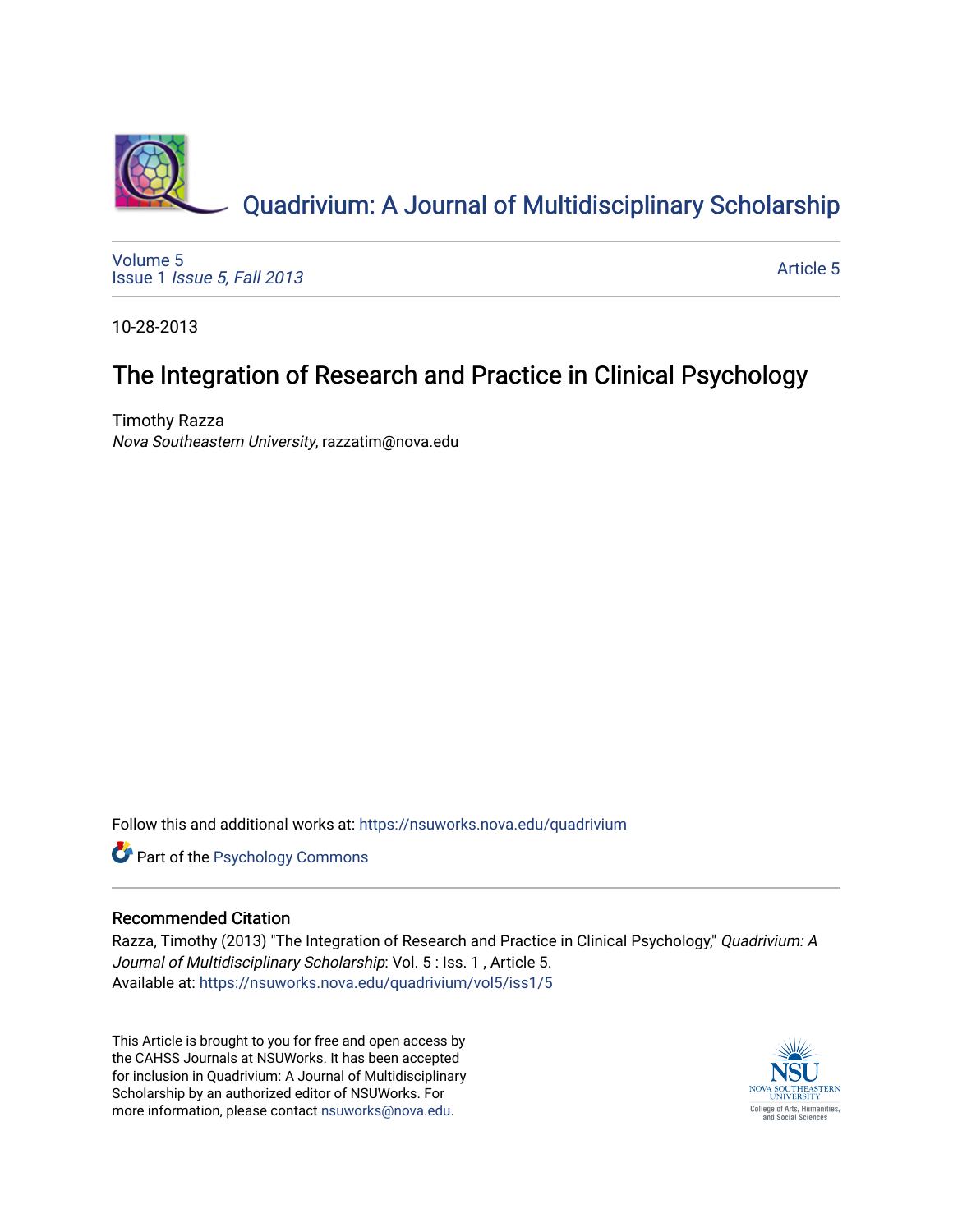[Quadrivium: A Journal of Multidisciplinary Scholarship](https://nsuworks.nova.edu/quadrivium)

Volume 5
Issue 1 *Issue 5, Fall 2013*

Article 5

10-28-2013

# The Integration of Research and Practice in Clinical Psychology

Timothy Razza
*Nova Southeastern University*, razzatim@nova.edu

Follow this and additional works at: https://nsuworks.nova.edu/quadrivium

Part of the Psychology Commons

## Recommended Citation

Razza, Timothy (2013) "The Integration of Research and Practice in Clinical Psychology," *Quadrivium: A Journal of Multidisciplinary Scholarship*: Vol. 5 : Iss. 1 , Article 5.
Available at: https://nsuworks.nova.edu/quadrivium/vol5/iss1/5

This Article is brought to you for free and open access by the CAHSS Journals at NSUWorks. It has been accepted for inclusion in Quadrivium: A Journal of Multidisciplinary Scholarship by an authorized editor of NSUWorks. For more information, please contact nsuworks@nova.edu.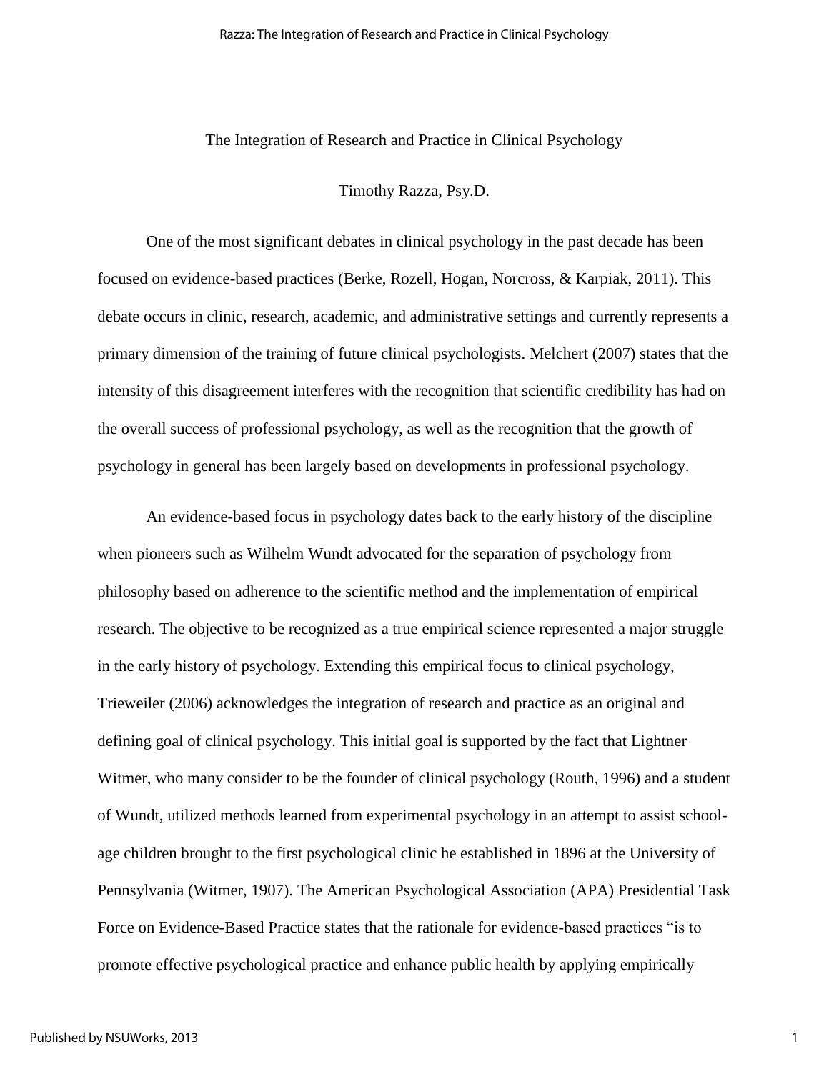# The Integration of Research and Practice in Clinical Psychology

Timothy Razza, Psy.D.

One of the most significant debates in clinical psychology in the past decade has been focused on evidence-based practices (Berke, Rozell, Hogan, Norcross, & Karpiak, 2011). This debate occurs in clinic, research, academic, and administrative settings and currently represents a primary dimension of the training of future clinical psychologists. Melchert (2007) states that the intensity of this disagreement interferes with the recognition that scientific credibility has had on the overall success of professional psychology, as well as the recognition that the growth of psychology in general has been largely based on developments in professional psychology.

An evidence-based focus in psychology dates back to the early history of the discipline when pioneers such as Wilhelm Wundt advocated for the separation of psychology from philosophy based on adherence to the scientific method and the implementation of empirical research. The objective to be recognized as a true empirical science represented a major struggle in the early history of psychology. Extending this empirical focus to clinical psychology, Trieweiler (2006) acknowledges the integration of research and practice as an original and defining goal of clinical psychology. This initial goal is supported by the fact that Lightner Witmer, who many consider to be the founder of clinical psychology (Routh, 1996) and a student of Wundt, utilized methods learned from experimental psychology in an attempt to assist school-age children brought to the first psychological clinic he established in 1896 at the University of Pennsylvania (Witmer, 1907). The American Psychological Association (APA) Presidential Task Force on Evidence-Based Practice states that the rationale for evidence-based practices "is to promote effective psychological practice and enhance public health by applying empirically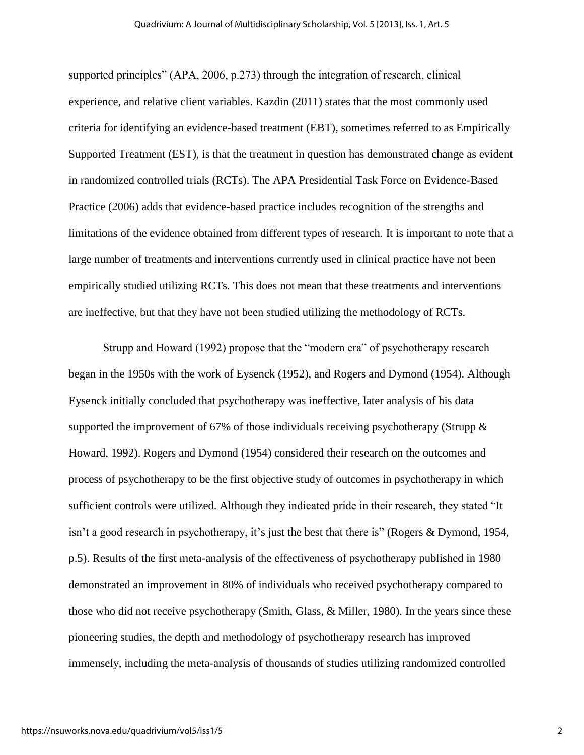supported principles" (APA, 2006, p.273) through the integration of research, clinical experience, and relative client variables. Kazdin (2011) states that the most commonly used criteria for identifying an evidence-based treatment (EBT), sometimes referred to as Empirically Supported Treatment (EST), is that the treatment in question has demonstrated change as evident in randomized controlled trials (RCTs). The APA Presidential Task Force on Evidence-Based Practice (2006) adds that evidence-based practice includes recognition of the strengths and limitations of the evidence obtained from different types of research. It is important to note that a large number of treatments and interventions currently used in clinical practice have not been empirically studied utilizing RCTs. This does not mean that these treatments and interventions are ineffective, but that they have not been studied utilizing the methodology of RCTs.

Strupp and Howard (1992) propose that the "modern era" of psychotherapy research began in the 1950s with the work of Eysenck (1952), and Rogers and Dymond (1954). Although Eysenck initially concluded that psychotherapy was ineffective, later analysis of his data supported the improvement of 67% of those individuals receiving psychotherapy (Strupp & Howard, 1992). Rogers and Dymond (1954) considered their research on the outcomes and process of psychotherapy to be the first objective study of outcomes in psychotherapy in which sufficient controls were utilized. Although they indicated pride in their research, they stated "It isn't a good research in psychotherapy, it's just the best that there is" (Rogers & Dymond, 1954, p.5). Results of the first meta-analysis of the effectiveness of psychotherapy published in 1980 demonstrated an improvement in 80% of individuals who received psychotherapy compared to those who did not receive psychotherapy (Smith, Glass, & Miller, 1980). In the years since these pioneering studies, the depth and methodology of psychotherapy research has improved immensely, including the meta-analysis of thousands of studies utilizing randomized controlled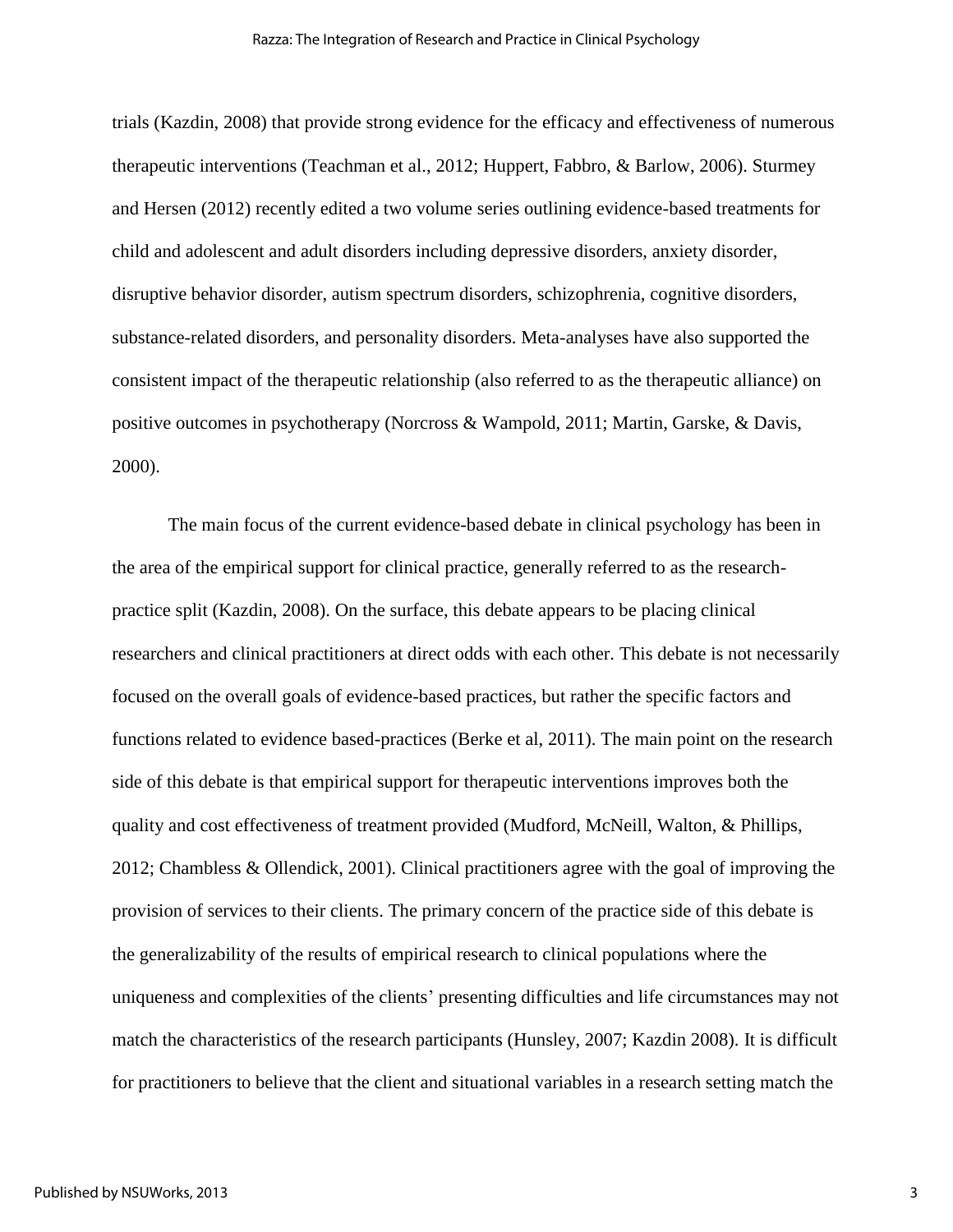trials (Kazdin, 2008) that provide strong evidence for the efficacy and effectiveness of numerous therapeutic interventions (Teachman et al., 2012; Huppert, Fabbro, & Barlow, 2006). Sturmey and Hersen (2012) recently edited a two volume series outlining evidence-based treatments for child and adolescent and adult disorders including depressive disorders, anxiety disorder, disruptive behavior disorder, autism spectrum disorders, schizophrenia, cognitive disorders, substance-related disorders, and personality disorders. Meta-analyses have also supported the consistent impact of the therapeutic relationship (also referred to as the therapeutic alliance) on positive outcomes in psychotherapy (Norcross & Wampold, 2011; Martin, Garske, & Davis, 2000).

The main focus of the current evidence-based debate in clinical psychology has been in the area of the empirical support for clinical practice, generally referred to as the research-practice split (Kazdin, 2008). On the surface, this debate appears to be placing clinical researchers and clinical practitioners at direct odds with each other. This debate is not necessarily focused on the overall goals of evidence-based practices, but rather the specific factors and functions related to evidence based-practices (Berke et al, 2011). The main point on the research side of this debate is that empirical support for therapeutic interventions improves both the quality and cost effectiveness of treatment provided (Mudford, McNeill, Walton, & Phillips, 2012; Chambless & Ollendick, 2001). Clinical practitioners agree with the goal of improving the provision of services to their clients. The primary concern of the practice side of this debate is the generalizability of the results of empirical research to clinical populations where the uniqueness and complexities of the clients' presenting difficulties and life circumstances may not match the characteristics of the research participants (Hunsley, 2007; Kazdin 2008). It is difficult for practitioners to believe that the client and situational variables in a research setting match the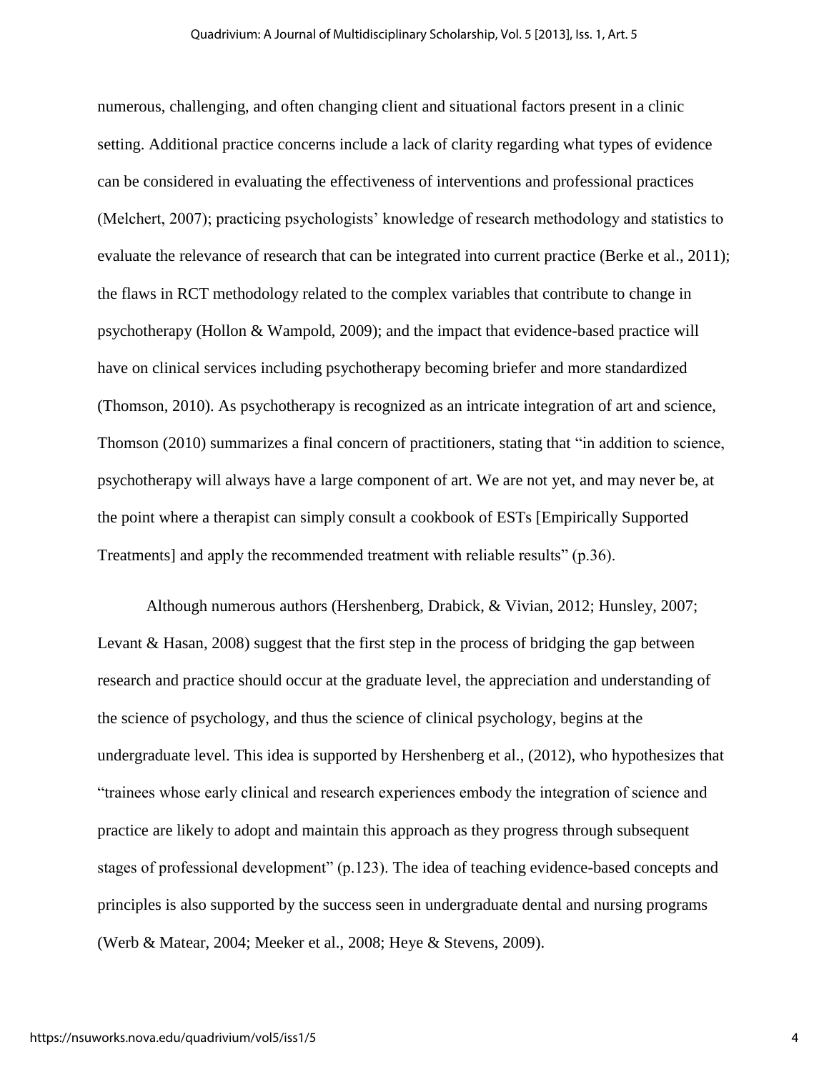numerous, challenging, and often changing client and situational factors present in a clinic setting. Additional practice concerns include a lack of clarity regarding what types of evidence can be considered in evaluating the effectiveness of interventions and professional practices (Melchert, 2007); practicing psychologists' knowledge of research methodology and statistics to evaluate the relevance of research that can be integrated into current practice (Berke et al., 2011); the flaws in RCT methodology related to the complex variables that contribute to change in psychotherapy (Hollon & Wampold, 2009); and the impact that evidence-based practice will have on clinical services including psychotherapy becoming briefer and more standardized (Thomson, 2010). As psychotherapy is recognized as an intricate integration of art and science, Thomson (2010) summarizes a final concern of practitioners, stating that "in addition to science, psychotherapy will always have a large component of art. We are not yet, and may never be, at the point where a therapist can simply consult a cookbook of ESTs [Empirically Supported Treatments] and apply the recommended treatment with reliable results" (p.36).

Although numerous authors (Hershenberg, Drabick, & Vivian, 2012; Hunsley, 2007; Levant & Hasan, 2008) suggest that the first step in the process of bridging the gap between research and practice should occur at the graduate level, the appreciation and understanding of the science of psychology, and thus the science of clinical psychology, begins at the undergraduate level. This idea is supported by Hershenberg et al., (2012), who hypothesizes that "trainees whose early clinical and research experiences embody the integration of science and practice are likely to adopt and maintain this approach as they progress through subsequent stages of professional development" (p.123). The idea of teaching evidence-based concepts and principles is also supported by the success seen in undergraduate dental and nursing programs (Werb & Matear, 2004; Meeker et al., 2008; Heye & Stevens, 2009).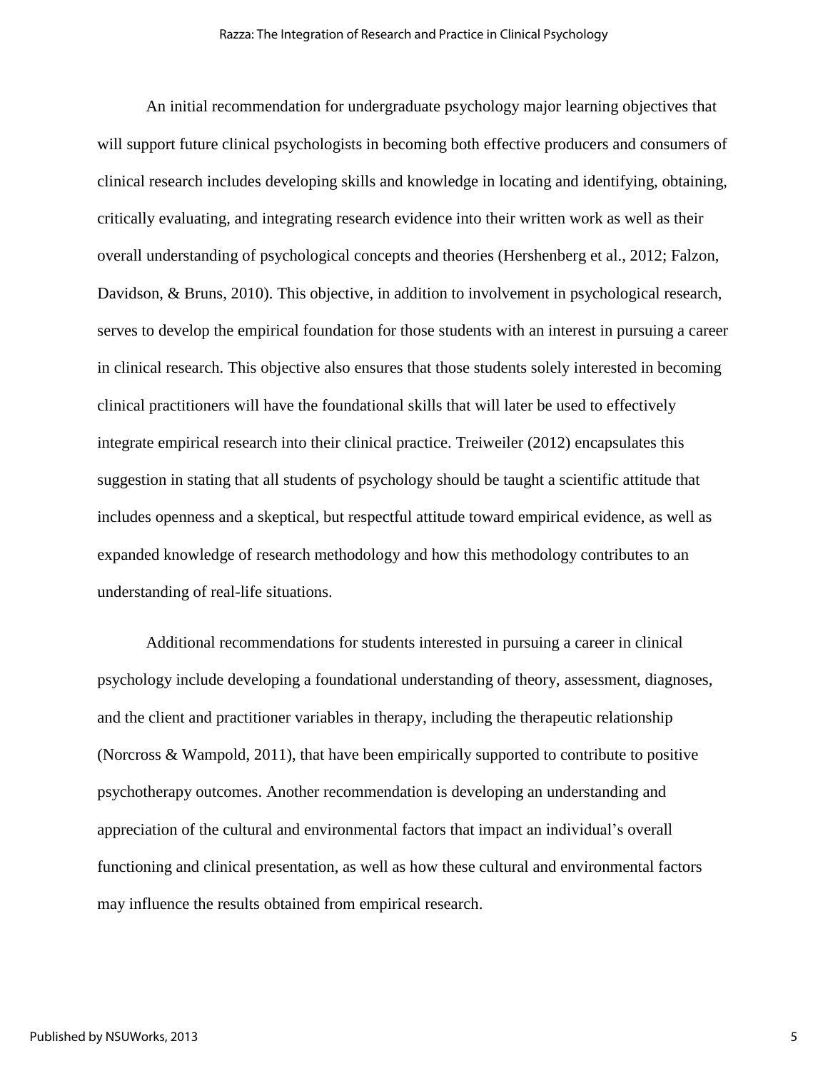An initial recommendation for undergraduate psychology major learning objectives that will support future clinical psychologists in becoming both effective producers and consumers of clinical research includes developing skills and knowledge in locating and identifying, obtaining, critically evaluating, and integrating research evidence into their written work as well as their overall understanding of psychological concepts and theories (Hershenberg et al., 2012; Falzon, Davidson, & Bruns, 2010). This objective, in addition to involvement in psychological research, serves to develop the empirical foundation for those students with an interest in pursuing a career in clinical research. This objective also ensures that those students solely interested in becoming clinical practitioners will have the foundational skills that will later be used to effectively integrate empirical research into their clinical practice. Treiweiler (2012) encapsulates this suggestion in stating that all students of psychology should be taught a scientific attitude that includes openness and a skeptical, but respectful attitude toward empirical evidence, as well as expanded knowledge of research methodology and how this methodology contributes to an understanding of real-life situations.

Additional recommendations for students interested in pursuing a career in clinical psychology include developing a foundational understanding of theory, assessment, diagnoses, and the client and practitioner variables in therapy, including the therapeutic relationship (Norcross & Wampold, 2011), that have been empirically supported to contribute to positive psychotherapy outcomes. Another recommendation is developing an understanding and appreciation of the cultural and environmental factors that impact an individual's overall functioning and clinical presentation, as well as how these cultural and environmental factors may influence the results obtained from empirical research.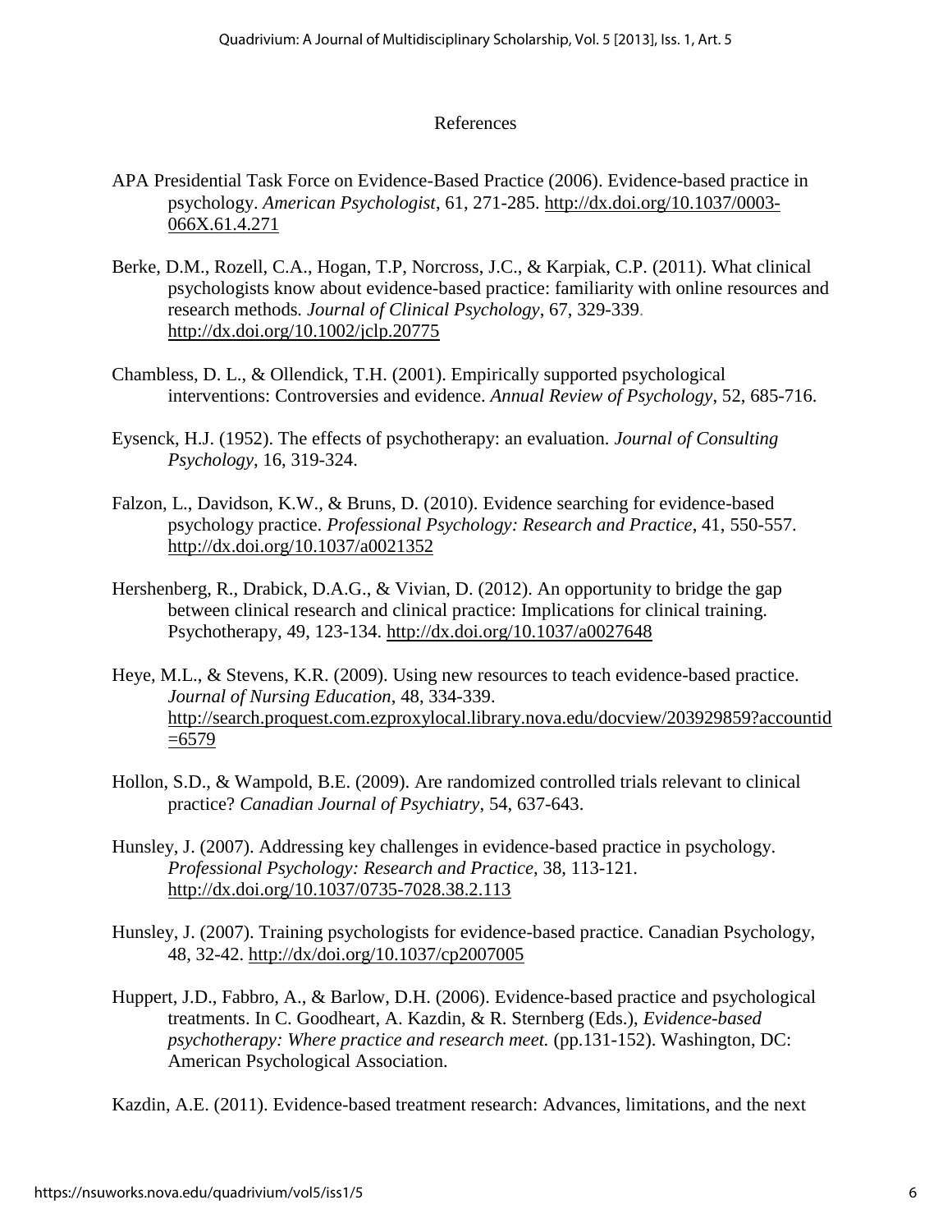# References

APA Presidential Task Force on Evidence-Based Practice (2006). Evidence-based practice in psychology. *American Psychologist*, 61, 271-285. http://dx.doi.org/10.1037/0003-066X.61.4.271

Berke, D.M., Rozell, C.A., Hogan, T.P, Norcross, J.C., & Karpiak, C.P. (2011). What clinical psychologists know about evidence-based practice: familiarity with online resources and research methods. *Journal of Clinical Psychology*, 67, 329-339. http://dx.doi.org/10.1002/jclp.20775

Chambless, D. L., & Ollendick, T.H. (2001). Empirically supported psychological interventions: Controversies and evidence. *Annual Review of Psychology*, 52, 685-716.

Eysenck, H.J. (1952). The effects of psychotherapy: an evaluation. *Journal of Consulting Psychology*, 16, 319-324.

Falzon, L., Davidson, K.W., & Bruns, D. (2010). Evidence searching for evidence-based psychology practice. *Professional Psychology: Research and Practice*, 41, 550-557. http://dx.doi.org/10.1037/a0021352

Hershenberg, R., Drabick, D.A.G., & Vivian, D. (2012). An opportunity to bridge the gap between clinical research and clinical practice: Implications for clinical training. Psychotherapy, 49, 123-134. http://dx.doi.org/10.1037/a0027648

Heye, M.L., & Stevens, K.R. (2009). Using new resources to teach evidence-based practice. *Journal of Nursing Education*, 48, 334-339. http://search.proquest.com.ezproxylocal.library.nova.edu/docview/203929859?accountid=6579

Hollon, S.D., & Wampold, B.E. (2009). Are randomized controlled trials relevant to clinical practice? *Canadian Journal of Psychiatry*, 54, 637-643.

Hunsley, J. (2007). Addressing key challenges in evidence-based practice in psychology. *Professional Psychology: Research and Practice*, 38, 113-121. http://dx.doi.org/10.1037/0735-7028.38.2.113

Hunsley, J. (2007). Training psychologists for evidence-based practice. Canadian Psychology, 48, 32-42. http://dx/doi.org/10.1037/cp2007005

Huppert, J.D., Fabbro, A., & Barlow, D.H. (2006). Evidence-based practice and psychological treatments. In C. Goodheart, A. Kazdin, & R. Sternberg (Eds.), *Evidence-based psychotherapy: Where practice and research meet.* (pp.131-152). Washington, DC: American Psychological Association.

Kazdin, A.E. (2011). Evidence-based treatment research: Advances, limitations, and the next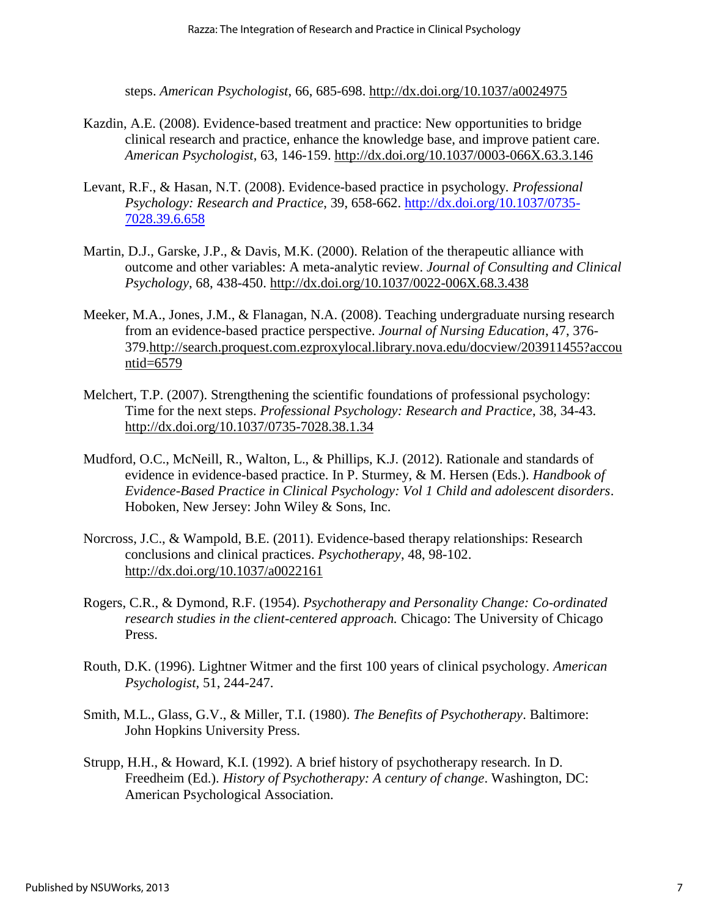steps. *American Psychologist*, 66, 685-698. http://dx.doi.org/10.1037/a0024975

Kazdin, A.E. (2008). Evidence-based treatment and practice: New opportunities to bridge clinical research and practice, enhance the knowledge base, and improve patient care. *American Psychologist*, 63, 146-159. http://dx.doi.org/10.1037/0003-066X.63.3.146

Levant, R.F., & Hasan, N.T. (2008). Evidence-based practice in psychology. *Professional Psychology: Research and Practice*, 39, 658-662. http://dx.doi.org/10.1037/0735-7028.39.6.658

Martin, D.J., Garske, J.P., & Davis, M.K. (2000). Relation of the therapeutic alliance with outcome and other variables: A meta-analytic review. *Journal of Consulting and Clinical Psychology*, 68, 438-450. http://dx.doi.org/10.1037/0022-006X.68.3.438

Meeker, M.A., Jones, J.M., & Flanagan, N.A. (2008). Teaching undergraduate nursing research from an evidence-based practice perspective. *Journal of Nursing Education*, 47, 376-379.http://search.proquest.com.ezproxylocal.library.nova.edu/docview/203911455?accountid=6579

Melchert, T.P. (2007). Strengthening the scientific foundations of professional psychology: Time for the next steps. *Professional Psychology: Research and Practice*, 38, 34-43. http://dx.doi.org/10.1037/0735-7028.38.1.34

Mudford, O.C., McNeill, R., Walton, L., & Phillips, K.J. (2012). Rationale and standards of evidence in evidence-based practice. In P. Sturmey, & M. Hersen (Eds.). *Handbook of Evidence-Based Practice in Clinical Psychology: Vol 1 Child and adolescent disorders*. Hoboken, New Jersey: John Wiley & Sons, Inc.

Norcross, J.C., & Wampold, B.E. (2011). Evidence-based therapy relationships: Research conclusions and clinical practices. *Psychotherapy*, 48, 98-102. http://dx.doi.org/10.1037/a0022161

Rogers, C.R., & Dymond, R.F. (1954). *Psychotherapy and Personality Change: Co-ordinated research studies in the client-centered approach.* Chicago: The University of Chicago Press.

Routh, D.K. (1996). Lightner Witmer and the first 100 years of clinical psychology. *American Psychologist*, 51, 244-247.

Smith, M.L., Glass, G.V., & Miller, T.I. (1980). *The Benefits of Psychotherapy*. Baltimore: John Hopkins University Press.

Strupp, H.H., & Howard, K.I. (1992). A brief history of psychotherapy research. In D. Freedheim (Ed.). *History of Psychotherapy: A century of change*. Washington, DC: American Psychological Association.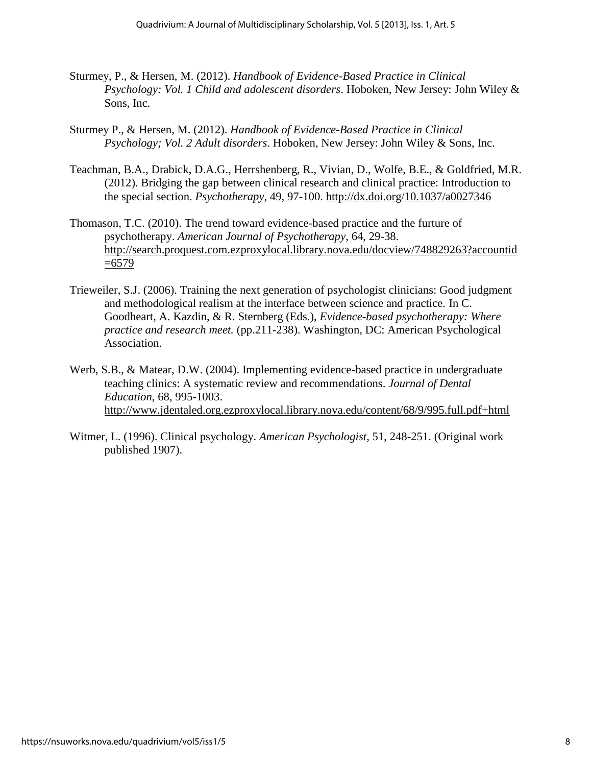Sturmey, P., & Hersen, M. (2012). *Handbook of Evidence-Based Practice in Clinical Psychology: Vol. 1 Child and adolescent disorders*. Hoboken, New Jersey: John Wiley & Sons, Inc.

Sturmey P., & Hersen, M. (2012). *Handbook of Evidence-Based Practice in Clinical Psychology; Vol. 2 Adult disorders*. Hoboken, New Jersey: John Wiley & Sons, Inc.

Teachman, B.A., Drabick, D.A.G., Herrshenberg, R., Vivian, D., Wolfe, B.E., & Goldfried, M.R. (2012). Bridging the gap between clinical research and clinical practice: Introduction to the special section. *Psychotherapy*, 49, 97-100. http://dx.doi.org/10.1037/a0027346

Thomason, T.C. (2010). The trend toward evidence-based practice and the furture of psychotherapy. *American Journal of Psychotherapy*, 64, 29-38. http://search.proquest.com.ezproxylocal.library.nova.edu/docview/748829263?accountid=6579

Trieweiler, S.J. (2006). Training the next generation of psychologist clinicians: Good judgment and methodological realism at the interface between science and practice. In C. Goodheart, A. Kazdin, & R. Sternberg (Eds.), *Evidence-based psychotherapy: Where practice and research meet.* (pp.211-238). Washington, DC: American Psychological Association.

Werb, S.B., & Matear, D.W. (2004). Implementing evidence-based practice in undergraduate teaching clinics: A systematic review and recommendations. *Journal of Dental Education*, 68, 995-1003. http://www.jdentaled.org.ezproxylocal.library.nova.edu/content/68/9/995.full.pdf+html

Witmer, L. (1996). Clinical psychology. *American Psychologist*, 51, 248-251. (Original work published 1907).